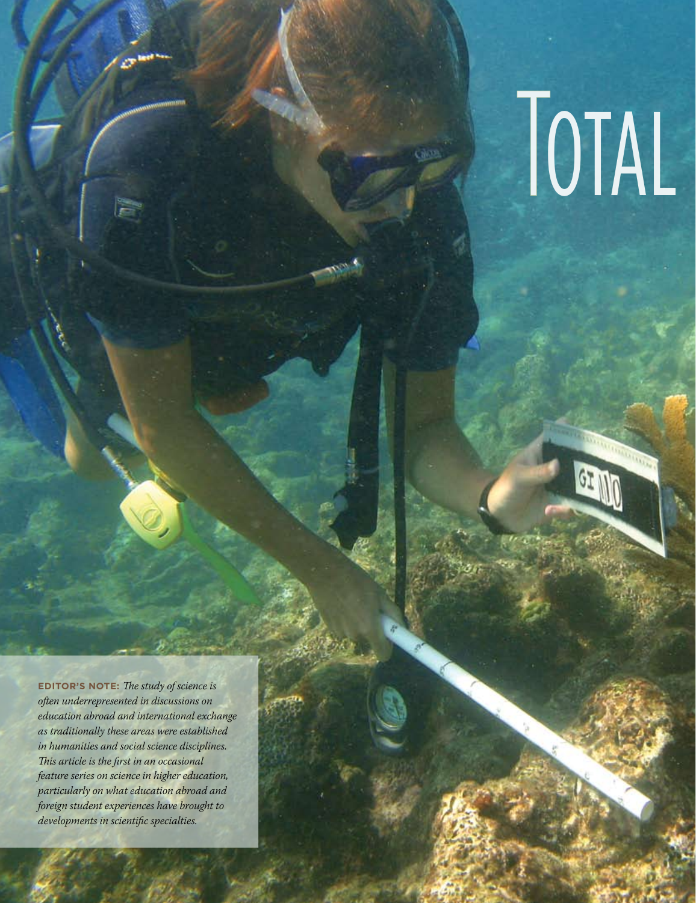# TOTAL

**EDITOR'S NOTE:** *The study of science is often underrepresented in discussions on education abroad and international exchange as traditionally these areas were established in humanities and social science disciplines. This article is the first in an occasional feature series on science in higher education, particularly on what education abroad and foreign student experiences have brought to developments in scientific specialties.*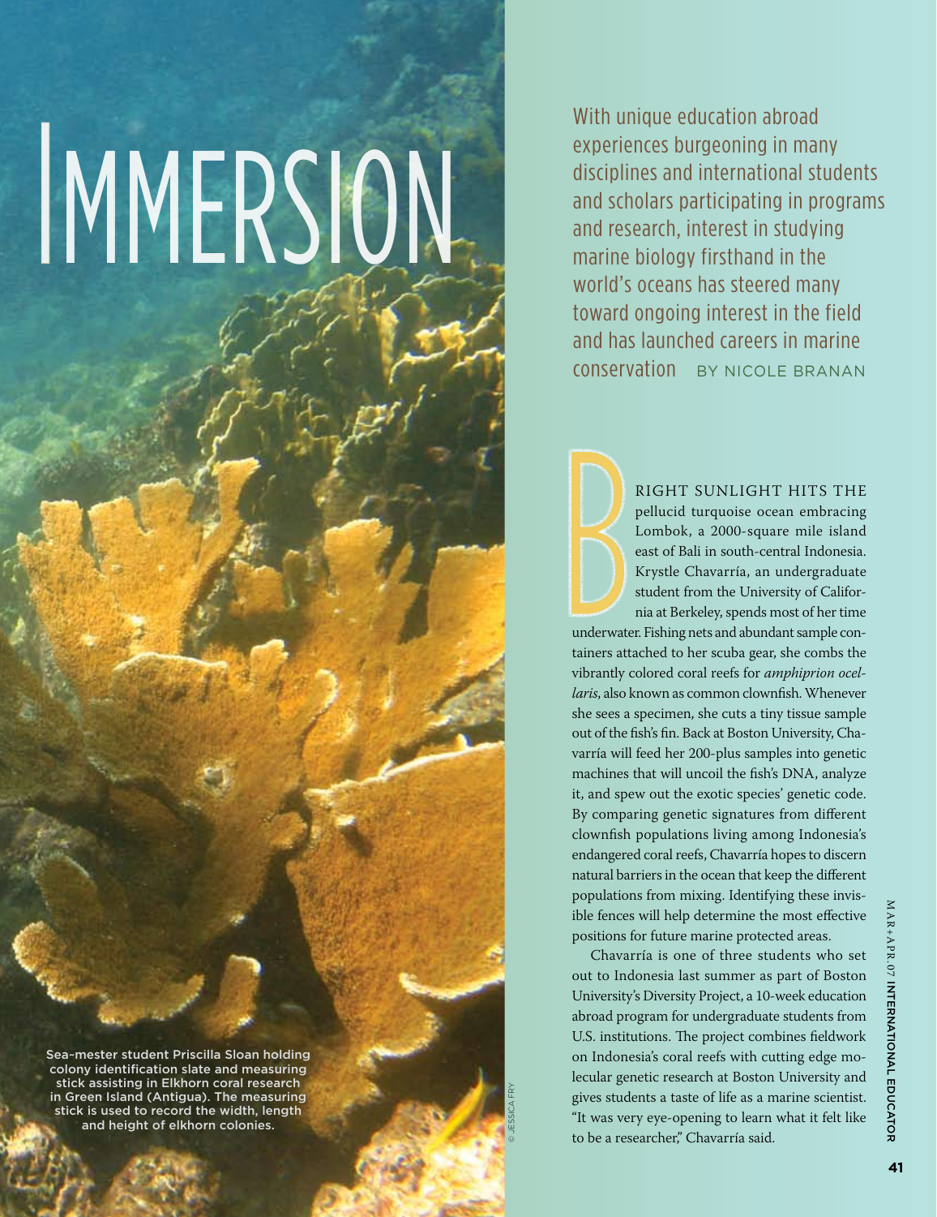# IMMERSION

With unique education abroad experiences burgeoning in many disciplines and international students and scholars participating in programs and research, interest in studying marine biology firsthand in the world's oceans has steered many toward ongoing interest in the field and has launched careers in marine conservation BY NICOLE BRANAN

Sea-mester student Priscilla Sloan holding colony identification slate and measuring stick assisting in Elkhorn coral research in Green Island (Antigua). The measuring stick is used to record the width, length and height of elkhorn colonies.

© JESSICA FRY

BRIGHT SUNLIGHT HITS THE pellucid turquoise ocean embracing Lombok, a 2000-square mile island east of Bali in south-central Indonesia. Krystle Chavarría, an undergraduate student from the University of California at Berkeley, spends most of her time underwater. Fishing nets and abundant sample containers attached to her scuba gear, she combs the vibrantly colored coral reefs for *amphiprion ocellaris*, also known as common clownfish. Whenever she sees a specimen, she cuts a tiny tissue sample out of the fish's fin. Back at Boston University, Chavarría will feed her 200-plus samples into genetic machines that will uncoil the fish's DNA, analyze it, and spew out the exotic species' genetic code. By comparing genetic signatures from different clownfish populations living among Indonesia's endangered coral reefs, Chavarría hopes to discern natural barriers in the ocean that keep the different populations from mixing. Identifying these invisible fences will help determine the most effective positions for future marine protected areas.

Chavarría is one of three students who set out to Indonesia last summer as part of Boston University's Diversity Project, a 10-week education abroad program for undergraduate students from U.S. institutions. The project combines fieldwork on Indonesia's coral reefs with cutting edge molecular genetic research at Boston University and gives students a taste of life as a marine scientist. "It was very eye-opening to learn what it felt like to be a researcher," Chavarría said.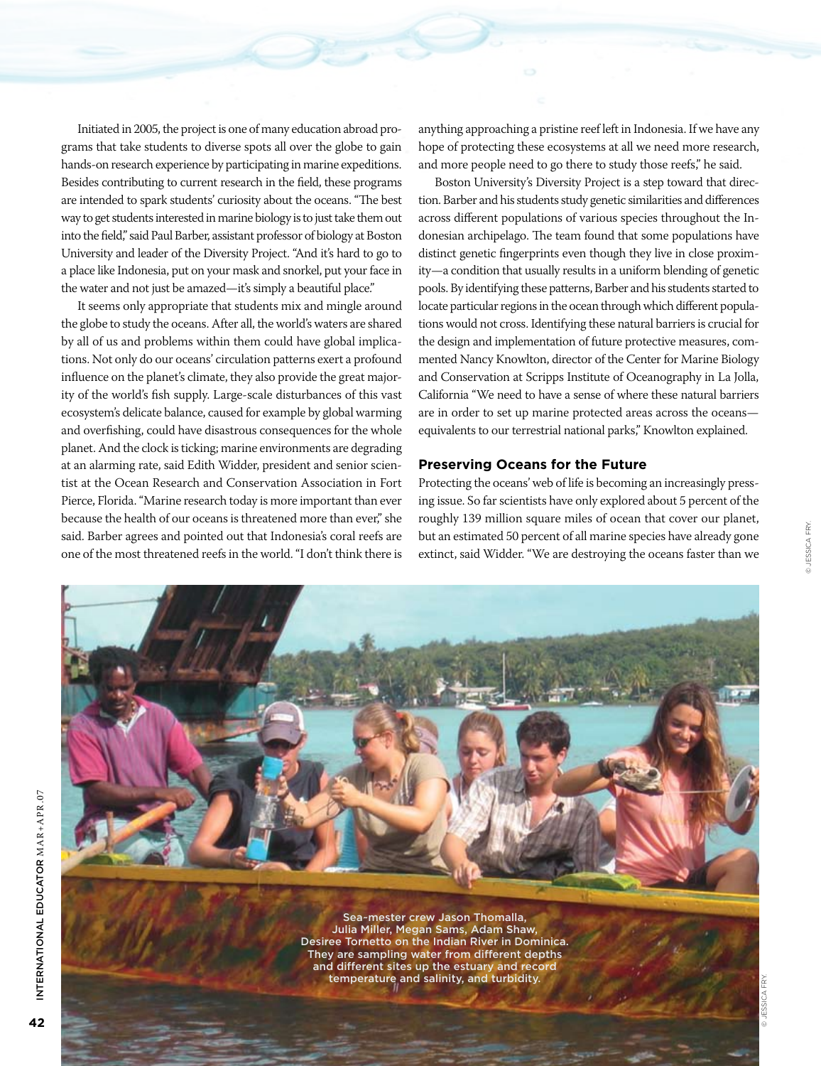Initiated in 2005, the project is one of many education abroad programs that take students to diverse spots all over the globe to gain hands-on research experience by participating in marine expeditions. Besides contributing to current research in the field, these programs are intended to spark students' curiosity about the oceans. "The best way to get students interested in marine biology is to just take them out into the field," said Paul Barber, assistant professor of biology at Boston University and leader of the Diversity Project. "And it's hard to go to a place like Indonesia, put on your mask and snorkel, put your face in the water and not just be amazed—it's simply a beautiful place."

It seems only appropriate that students mix and mingle around the globe to study the oceans. After all, the world's waters are shared by all of us and problems within them could have global implications. Not only do our oceans' circulation patterns exert a profound influence on the planet's climate, they also provide the great majority of the world's fish supply. Large-scale disturbances of this vast ecosystem's delicate balance, caused for example by global warming and overfishing, could have disastrous consequences for the whole planet. And the clock is ticking; marine environments are degrading at an alarming rate, said Edith Widder, president and senior scientist at the Ocean Research and Conservation Association in Fort Pierce, Florida. "Marine research today is more important than ever because the health of our oceans is threatened more than ever," she said. Barber agrees and pointed out that Indonesia's coral reefs are one of the most threatened reefs in the world. "I don't think there is anything approaching a pristine reef left in Indonesia. If we have any hope of protecting these ecosystems at all we need more research, and more people need to go there to study those reefs," he said.

Boston University's Diversity Project is a step toward that direction. Barber and his students study genetic similarities and differences across different populations of various species throughout the Indonesian archipelago. The team found that some populations have distinct genetic fingerprints even though they live in close proximity—a condition that usually results in a uniform blending of genetic pools. By identifying these patterns, Barber and his students started to locate particular regions in the ocean through which different populations would not cross. Identifying these natural barriers is crucial for the design and implementation of future protective measures, commented Nancy Knowlton, director of the Center for Marine Biology and Conservation at Scripps Institute of Oceanography in La Jolla, California "We need to have a sense of where these natural barriers are in order to set up marine protected areas across the oceans—equivalents to our terrestrial national parks," Knowlton explained.

### Preserving Oceans for the Future

Protecting the oceans' web of life is becoming an increasingly pressing issue. So far scientists have only explored about 5 percent of the roughly 139 million square miles of ocean that cover our planet, but an estimated 50 percent of all marine species have already gone extinct, said Widder. "We are destroying the oceans faster than we

Sea-mester crew Jason Thomalla, Julia Miller, Megan Sams, Adam Shaw, Desiree Tornetto on the Indian River in Dominica. They are sampling water from different depths and different sites up the estuary and record temperature and salinity, and turbidity.

© JESSICA FRY.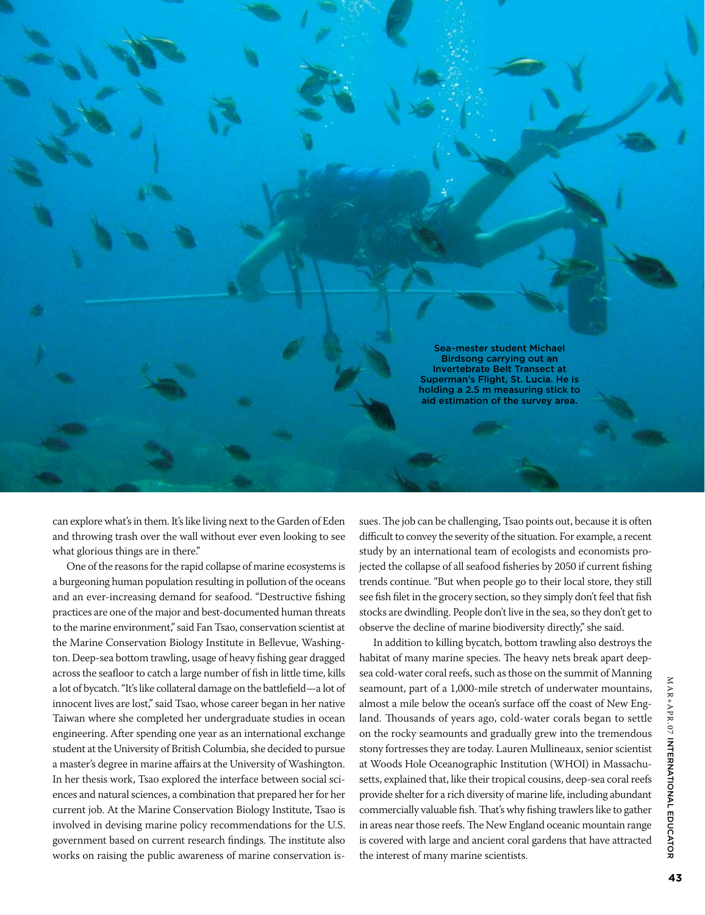Sea-mester student Michael Birdsong carrying out an Invertebrate Belt Transect at Superman's Flight, St. Lucia. He is holding a 2.5 m measuring stick to aid estimation of the survey area.

can explore what's in them. It's like living next to the Garden of Eden and throwing trash over the wall without ever even looking to see what glorious things are in there."

One of the reasons for the rapid collapse of marine ecosystems is a burgeoning human population resulting in pollution of the oceans and an ever-increasing demand for seafood. "Destructive fishing practices are one of the major and best-documented human threats to the marine environment," said Fan Tsao, conservation scientist at the Marine Conservation Biology Institute in Bellevue, Washington. Deep-sea bottom trawling, usage of heavy fishing gear dragged across the seafloor to catch a large number of fish in little time, kills a lot of bycatch. "It's like collateral damage on the battlefield—a lot of innocent lives are lost," said Tsao, whose career began in her native Taiwan where she completed her undergraduate studies in ocean engineering. After spending one year as an international exchange student at the University of British Columbia, she decided to pursue a master's degree in marine affairs at the University of Washington. In her thesis work, Tsao explored the interface between social sciences and natural sciences, a combination that prepared her for her current job. At the Marine Conservation Biology Institute, Tsao is involved in devising marine policy recommendations for the U.S. government based on current research findings. The institute also works on raising the public awareness of marine conservation issues. The job can be challenging, Tsao points out, because it is often difficult to convey the severity of the situation. For example, a recent study by an international team of ecologists and economists projected the collapse of all seafood fisheries by 2050 if current fishing trends continue. "But when people go to their local store, they still see fish filet in the grocery section, so they simply don't feel that fish stocks are dwindling. People don't live in the sea, so they don't get to observe the decline of marine biodiversity directly," she said.

In addition to killing bycatch, bottom trawling also destroys the habitat of many marine species. The heavy nets break apart deep-sea cold-water coral reefs, such as those on the summit of Manning seamount, part of a 1,000-mile stretch of underwater mountains, almost a mile below the ocean's surface off the coast of New England. Thousands of years ago, cold-water corals began to settle on the rocky seamounts and gradually grew into the tremendous stony fortresses they are today. Lauren Mullineaux, senior scientist at Woods Hole Oceanographic Institution (WHOI) in Massachusetts, explained that, like their tropical cousins, deep-sea coral reefs provide shelter for a rich diversity of marine life, including abundant commercially valuable fish. That's why fishing trawlers like to gather in areas near those reefs. The New England oceanic mountain range is covered with large and ancient coral gardens that have attracted the interest of many marine scientists.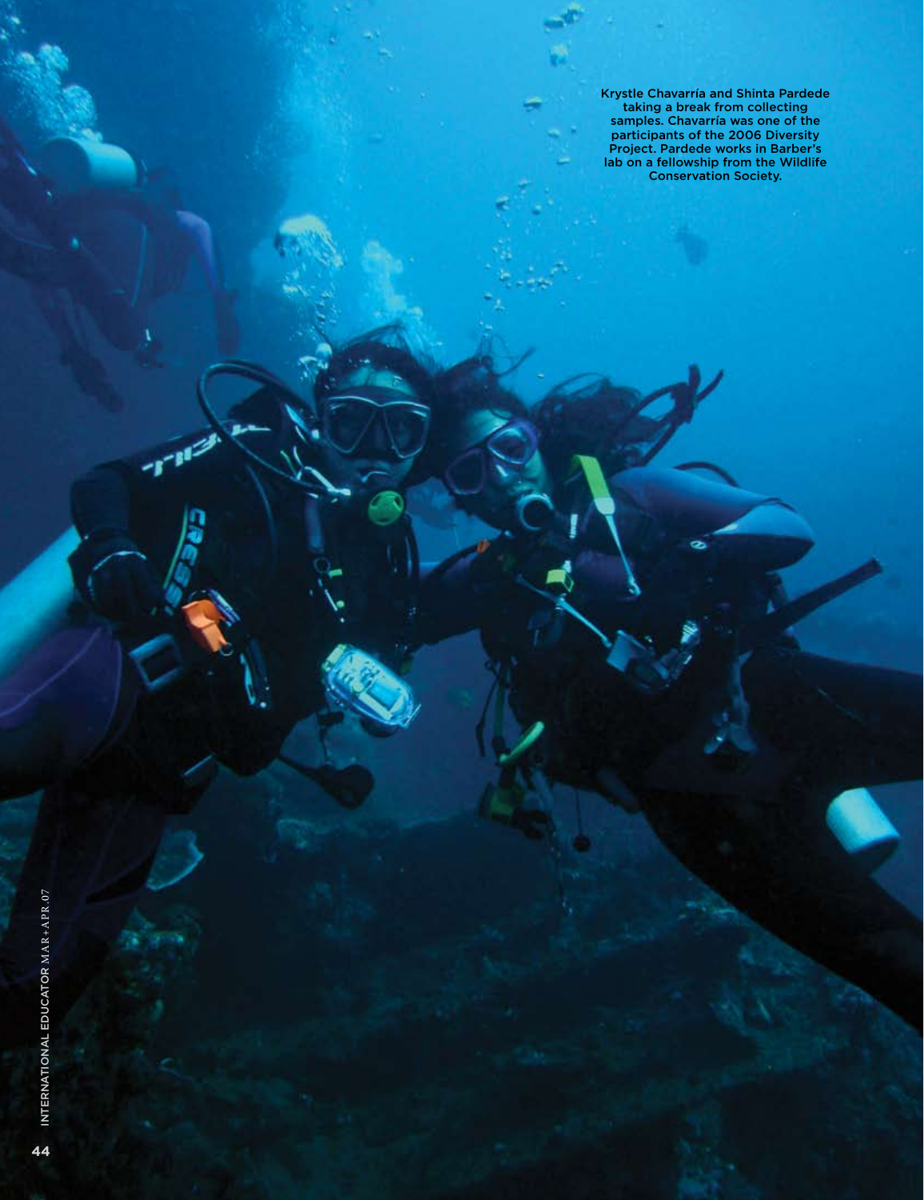Krystle Chavarría and Shinta Pardede taking a break from collecting samples. Chavarría was one of the participants of the 2006 Diversity Project. Pardede works in Barber's lab on a fellowship from the Wildlife Conservation Society.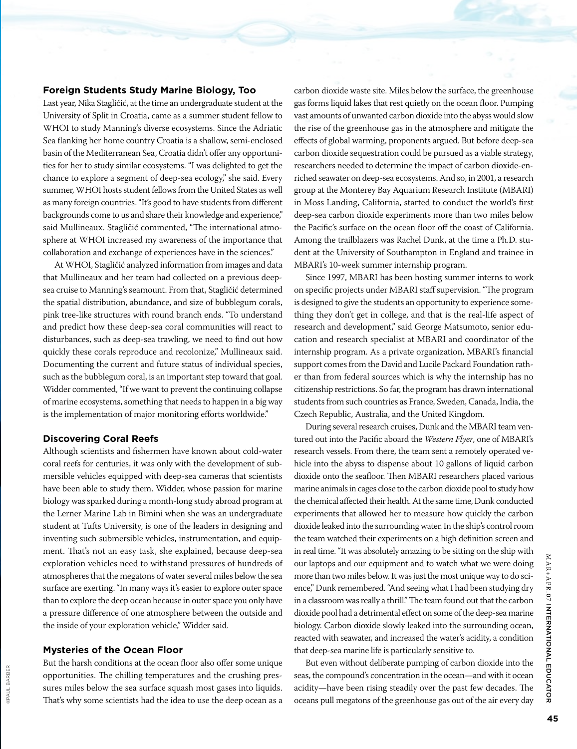### Foreign Students Study Marine Biology, Too

Last year, Nika Stagličić, at the time an undergraduate student at the University of Split in Croatia, came as a summer student fellow to WHOI to study Manning's diverse ecosystems. Since the Adriatic Sea flanking her home country Croatia is a shallow, semi-enclosed basin of the Mediterranean Sea, Croatia didn't offer any opportunities for her to study similar ecosystems. "I was delighted to get the chance to explore a segment of deep-sea ecology," she said. Every summer, WHOI hosts student fellows from the United States as well as many foreign countries. "It's good to have students from different backgrounds come to us and share their knowledge and experience," said Mullineaux. Stagličić commented, "The international atmosphere at WHOI increased my awareness of the importance that collaboration and exchange of experiences have in the sciences."

At WHOI, Stagličić analyzed information from images and data that Mullineaux and her team had collected on a previous deep-sea cruise to Manning's seamount. From that, Stagličić determined the spatial distribution, abundance, and size of bubblegum corals, pink tree-like structures with round branch ends. "To understand and predict how these deep-sea coral communities will react to disturbances, such as deep-sea trawling, we need to find out how quickly these corals reproduce and recolonize," Mullineaux said. Documenting the current and future status of individual species, such as the bubblegum coral, is an important step toward that goal. Widder commented, "If we want to prevent the continuing collapse of marine ecosystems, something that needs to happen in a big way is the implementation of major monitoring efforts worldwide."

### Discovering Coral Reefs

Although scientists and fishermen have known about cold-water coral reefs for centuries, it was only with the development of submersible vehicles equipped with deep-sea cameras that scientists have been able to study them. Widder, whose passion for marine biology was sparked during a month-long study abroad program at the Lerner Marine Lab in Bimini when she was an undergraduate student at Tufts University, is one of the leaders in designing and inventing such submersible vehicles, instrumentation, and equipment. That's not an easy task, she explained, because deep-sea exploration vehicles need to withstand pressures of hundreds of atmospheres that the megatons of water several miles below the sea surface are exerting. "In many ways it's easier to explore outer space than to explore the deep ocean because in outer space you only have a pressure difference of one atmosphere between the outside and the inside of your exploration vehicle," Widder said.

### Mysteries of the Ocean Floor

But the harsh conditions at the ocean floor also offer some unique opportunities. The chilling temperatures and the crushing pressures miles below the sea surface squash most gases into liquids. That's why some scientists had the idea to use the deep ocean as a carbon dioxide waste site. Miles below the surface, the greenhouse gas forms liquid lakes that rest quietly on the ocean floor. Pumping vast amounts of unwanted carbon dioxide into the abyss would slow the rise of the greenhouse gas in the atmosphere and mitigate the effects of global warming, proponents argued. But before deep-sea carbon dioxide sequestration could be pursued as a viable strategy, researchers needed to determine the impact of carbon dioxide-enriched seawater on deep-sea ecosystems. And so, in 2001, a research group at the Monterey Bay Aquarium Research Institute (MBARI) in Moss Landing, California, started to conduct the world's first deep-sea carbon dioxide experiments more than two miles below the Pacific's surface on the ocean floor off the coast of California. Among the trailblazers was Rachel Dunk, at the time a Ph.D. student at the University of Southampton in England and trainee in MBARI's 10-week summer internship program.

Since 1997, MBARI has been hosting summer interns to work on specific projects under MBARI staff supervision. "The program is designed to give the students an opportunity to experience something they don't get in college, and that is the real-life aspect of research and development," said George Matsumoto, senior education and research specialist at MBARI and coordinator of the internship program. As a private organization, MBARI's financial support comes from the David and Lucile Packard Foundation rather than from federal sources which is why the internship has no citizenship restrictions. So far, the program has drawn international students from such countries as France, Sweden, Canada, India, the Czech Republic, Australia, and the United Kingdom.

During several research cruises, Dunk and the MBARI team ventured out into the Pacific aboard the *Western Flyer*, one of MBARI's research vessels. From there, the team sent a remotely operated vehicle into the abyss to dispense about 10 gallons of liquid carbon dioxide onto the seafloor. Then MBARI researchers placed various marine animals in cages close to the carbon dioxide pool to study how the chemical affected their health. At the same time, Dunk conducted experiments that allowed her to measure how quickly the carbon dioxide leaked into the surrounding water. In the ship's control room the team watched their experiments on a high definition screen and in real time. "It was absolutely amazing to be sitting on the ship with our laptops and our equipment and to watch what we were doing more than two miles below. It was just the most unique way to do science," Dunk remembered. "And seeing what I had been studying dry in a classroom was really a thrill." The team found out that the carbon dioxide pool had a detrimental effect on some of the deep-sea marine biology. Carbon dioxide slowly leaked into the surrounding ocean, reacted with seawater, and increased the water's acidity, a condition that deep-sea marine life is particularly sensitive to.

But even without deliberate pumping of carbon dioxide into the seas, the compound's concentration in the ocean—and with it ocean acidity—have been rising steadily over the past few decades. The oceans pull megatons of the greenhouse gas out of the air every day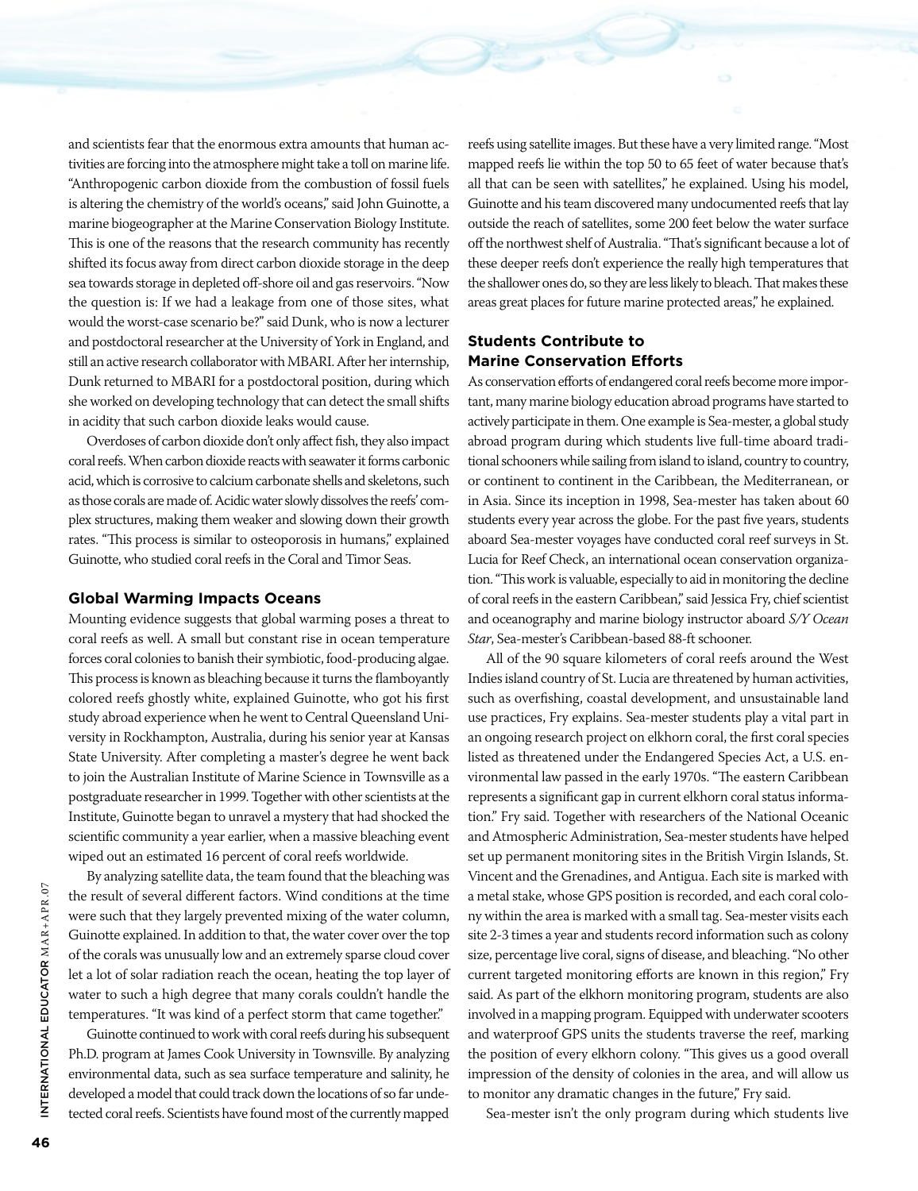and scientists fear that the enormous extra amounts that human activities are forcing into the atmosphere might take a toll on marine life. "Anthropogenic carbon dioxide from the combustion of fossil fuels is altering the chemistry of the world's oceans," said John Guinotte, a marine biogeographer at the Marine Conservation Biology Institute. This is one of the reasons that the research community has recently shifted its focus away from direct carbon dioxide storage in the deep sea towards storage in depleted off-shore oil and gas reservoirs. "Now the question is: If we had a leakage from one of those sites, what would the worst-case scenario be?" said Dunk, who is now a lecturer and postdoctoral researcher at the University of York in England, and still an active research collaborator with MBARI. After her internship, Dunk returned to MBARI for a postdoctoral position, during which she worked on developing technology that can detect the small shifts in acidity that such carbon dioxide leaks would cause.

Overdoses of carbon dioxide don't only affect fish, they also impact coral reefs. When carbon dioxide reacts with seawater it forms carbonic acid, which is corrosive to calcium carbonate shells and skeletons, such as those corals are made of. Acidic water slowly dissolves the reefs' complex structures, making them weaker and slowing down their growth rates. "This process is similar to osteoporosis in humans," explained Guinotte, who studied coral reefs in the Coral and Timor Seas.

## Global Warming Impacts Oceans

Mounting evidence suggests that global warming poses a threat to coral reefs as well. A small but constant rise in ocean temperature forces coral colonies to banish their symbiotic, food-producing algae. This process is known as bleaching because it turns the flamboyantly colored reefs ghostly white, explained Guinotte, who got his first study abroad experience when he went to Central Queensland University in Rockhampton, Australia, during his senior year at Kansas State University. After completing a master's degree he went back to join the Australian Institute of Marine Science in Townsville as a postgraduate researcher in 1999. Together with other scientists at the Institute, Guinotte began to unravel a mystery that had shocked the scientific community a year earlier, when a massive bleaching event wiped out an estimated 16 percent of coral reefs worldwide.

By analyzing satellite data, the team found that the bleaching was the result of several different factors. Wind conditions at the time were such that they largely prevented mixing of the water column, Guinotte explained. In addition to that, the water cover over the top of the corals was unusually low and an extremely sparse cloud cover let a lot of solar radiation reach the ocean, heating the top layer of water to such a high degree that many corals couldn't handle the temperatures. "It was kind of a perfect storm that came together."

Guinotte continued to work with coral reefs during his subsequent Ph.D. program at James Cook University in Townsville. By analyzing environmental data, such as sea surface temperature and salinity, he developed a model that could track down the locations of so far undetected coral reefs. Scientists have found most of the currently mapped reefs using satellite images. But these have a very limited range. "Most mapped reefs lie within the top 50 to 65 feet of water because that's all that can be seen with satellites," he explained. Using his model, Guinotte and his team discovered many undocumented reefs that lay outside the reach of satellites, some 200 feet below the water surface off the northwest shelf of Australia. "That's significant because a lot of these deeper reefs don't experience the really high temperatures that the shallower ones do, so they are less likely to bleach. That makes these areas great places for future marine protected areas," he explained.

## Students Contribute to Marine Conservation Efforts

As conservation efforts of endangered coral reefs become more important, many marine biology education abroad programs have started to actively participate in them. One example is Sea-mester, a global study abroad program during which students live full-time aboard traditional schooners while sailing from island to island, country to country, or continent to continent in the Caribbean, the Mediterranean, or in Asia. Since its inception in 1998, Sea-mester has taken about 60 students every year across the globe. For the past five years, students aboard Sea-mester voyages have conducted coral reef surveys in St. Lucia for Reef Check, an international ocean conservation organization. "This work is valuable, especially to aid in monitoring the decline of coral reefs in the eastern Caribbean," said Jessica Fry, chief scientist and oceanography and marine biology instructor aboard *S/Y Ocean Star*, Sea-mester's Caribbean-based 88-ft schooner.

All of the 90 square kilometers of coral reefs around the West Indies island country of St. Lucia are threatened by human activities, such as overfishing, coastal development, and unsustainable land use practices, Fry explains. Sea-mester students play a vital part in an ongoing research project on elkhorn coral, the first coral species listed as threatened under the Endangered Species Act, a U.S. environmental law passed in the early 1970s. "The eastern Caribbean represents a significant gap in current elkhorn coral status information." Fry said. Together with researchers of the National Oceanic and Atmospheric Administration, Sea-mester students have helped set up permanent monitoring sites in the British Virgin Islands, St. Vincent and the Grenadines, and Antigua. Each site is marked with a metal stake, whose GPS position is recorded, and each coral colony within the area is marked with a small tag. Sea-mester visits each site 2-3 times a year and students record information such as colony size, percentage live coral, signs of disease, and bleaching. "No other current targeted monitoring efforts are known in this region," Fry said. As part of the elkhorn monitoring program, students are also involved in a mapping program. Equipped with underwater scooters and waterproof GPS units the students traverse the reef, marking the position of every elkhorn colony. "This gives us a good overall impression of the density of colonies in the area, and will allow us to monitor any dramatic changes in the future," Fry said.

Sea-mester isn't the only program during which students live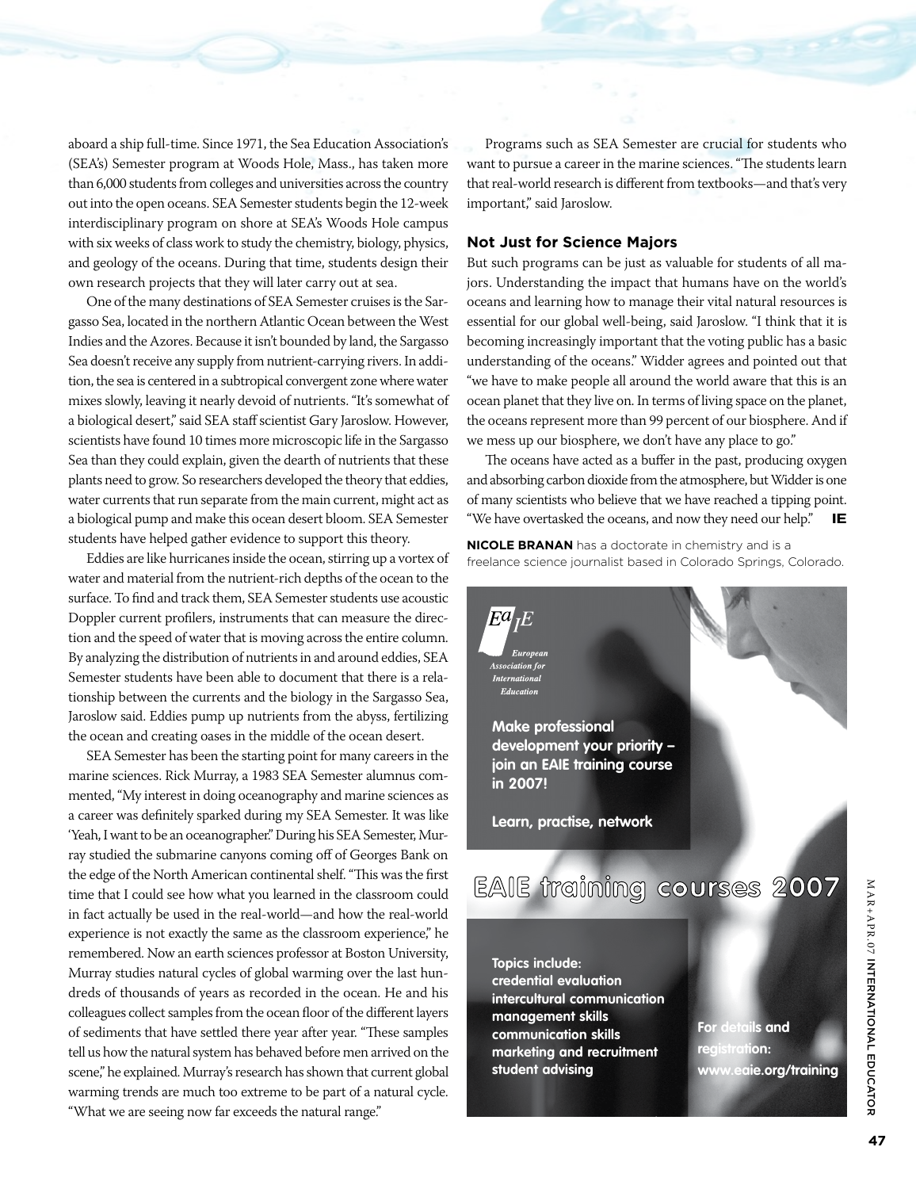aboard a ship full-time. Since 1971, the Sea Education Association's (SEA's) Semester program at Woods Hole, Mass., has taken more than 6,000 students from colleges and universities across the country out into the open oceans. SEA Semester students begin the 12-week interdisciplinary program on shore at SEA's Woods Hole campus with six weeks of class work to study the chemistry, biology, physics, and geology of the oceans. During that time, students design their own research projects that they will later carry out at sea.

One of the many destinations of SEA Semester cruises is the Sargasso Sea, located in the northern Atlantic Ocean between the West Indies and the Azores. Because it isn't bounded by land, the Sargasso Sea doesn't receive any supply from nutrient-carrying rivers. In addition, the sea is centered in a subtropical convergent zone where water mixes slowly, leaving it nearly devoid of nutrients. "It's somewhat of a biological desert," said SEA staff scientist Gary Jaroslow. However, scientists have found 10 times more microscopic life in the Sargasso Sea than they could explain, given the dearth of nutrients that these plants need to grow. So researchers developed the theory that eddies, water currents that run separate from the main current, might act as a biological pump and make this ocean desert bloom. SEA Semester students have helped gather evidence to support this theory.

Eddies are like hurricanes inside the ocean, stirring up a vortex of water and material from the nutrient-rich depths of the ocean to the surface. To find and track them, SEA Semester students use acoustic Doppler current profilers, instruments that can measure the direction and the speed of water that is moving across the entire column. By analyzing the distribution of nutrients in and around eddies, SEA Semester students have been able to document that there is a relationship between the currents and the biology in the Sargasso Sea, Jaroslow said. Eddies pump up nutrients from the abyss, fertilizing the ocean and creating oases in the middle of the ocean desert.

SEA Semester has been the starting point for many careers in the marine sciences. Rick Murray, a 1983 SEA Semester alumnus commented, "My interest in doing oceanography and marine sciences as a career was definitely sparked during my SEA Semester. It was like 'Yeah, I want to be an oceanographer.'' During his SEA Semester, Murray studied the submarine canyons coming off of Georges Bank on the edge of the North American continental shelf. "This was the first time that I could see how what you learned in the classroom could in fact actually be used in the real-world—and how the real-world experience is not exactly the same as the classroom experience," he remembered. Now an earth sciences professor at Boston University, Murray studies natural cycles of global warming over the last hundreds of thousands of years as recorded in the ocean. He and his colleagues collect samples from the ocean floor of the different layers of sediments that have settled there year after year. "These samples tell us how the natural system has behaved before men arrived on the scene," he explained. Murray's research has shown that current global warming trends are much too extreme to be part of a natural cycle. "What we are seeing now far exceeds the natural range."

Programs such as SEA Semester are crucial for students who want to pursue a career in the marine sciences. "The students learn that real-world research is different from textbooks—and that's very important," said Jaroslow.

### Not Just for Science Majors

But such programs can be just as valuable for students of all majors. Understanding the impact that humans have on the world's oceans and learning how to manage their vital natural resources is essential for our global well-being, said Jaroslow. "I think that it is becoming increasingly important that the voting public has a basic understanding of the oceans." Widder agrees and pointed out that "we have to make people all around the world aware that this is an ocean planet that they live on. In terms of living space on the planet, the oceans represent more than 99 percent of our biosphere. And if we mess up our biosphere, we don't have any place to go."

The oceans have acted as a buffer in the past, producing oxygen and absorbing carbon dioxide from the atmosphere, but Widder is one of many scientists who believe that we have reached a tipping point. "We have overtasked the oceans, and now they need our help." **IE**

**NICOLE BRANAN** has a doctorate in chemistry and is a freelance science journalist based in Colorado Springs, Colorado.

EaIE
European Association for International Education

**Make professional development your priority – join an EAIE training course in 2007!**

**Learn, practise, network**

**EAIE training courses 2007**

**Topics include:**
**credential evaluation**
**intercultural communication**
**management skills**
**communication skills**
**marketing and recruitment**
**student advising**

**For details and registration: www.eaie.org/training**